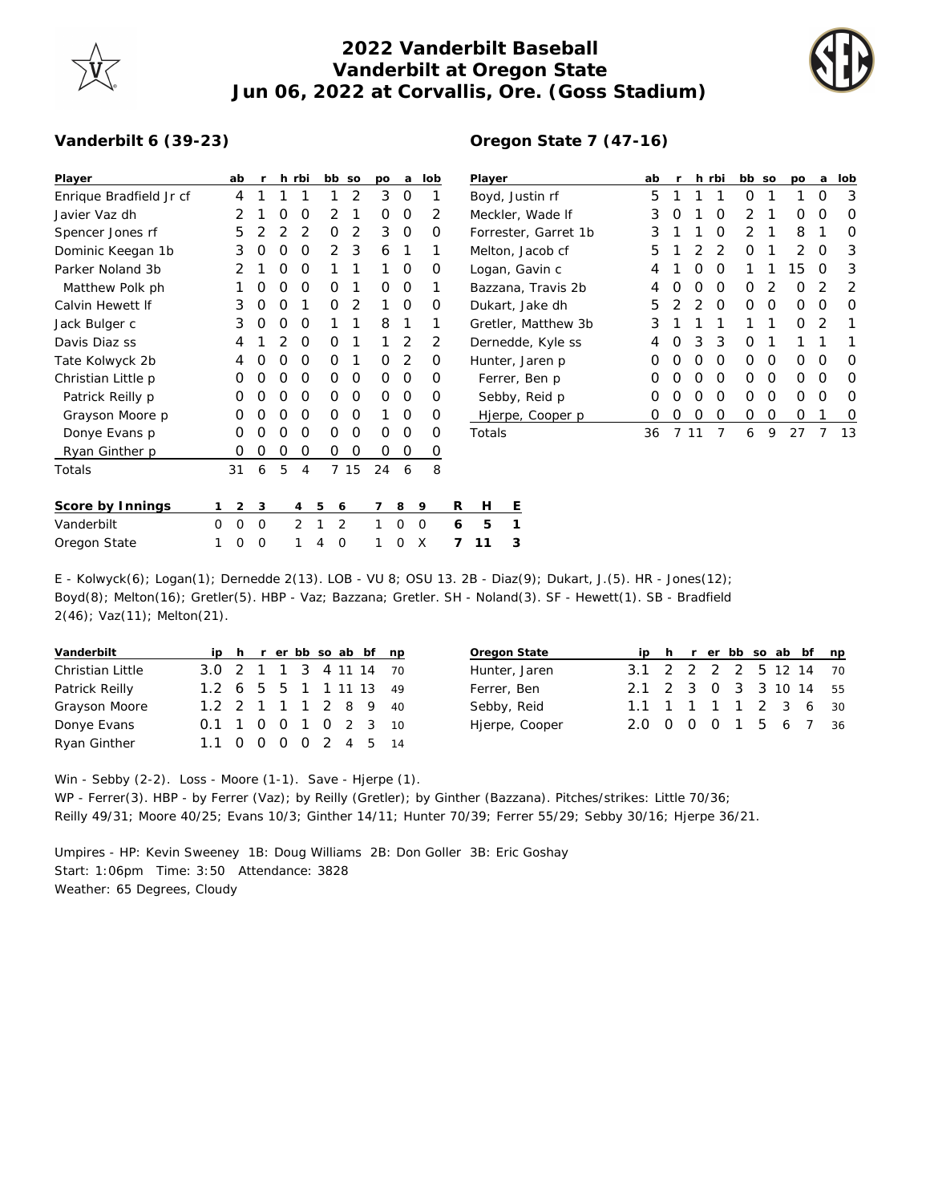# 2022 Vanderbilt Baseball
## Vanderbilt at Oregon State
### Jun 06, 2022 at Corvallis, Ore. (Goss Stadium)

**Vanderbilt 6 (39-23)**

| Player | ab | r | h | rbi | bb | so | po | a | lob |
|---|---|---|---|---|---|---|---|---|---|
| Enrique Bradfield Jr cf | 4 | 1 | 1 | 1 | 1 | 2 | 3 | 0 | 1 |
| Javier Vaz dh | 2 | 1 | 0 | 0 | 2 | 1 | 0 | 0 | 2 |
| Spencer Jones rf | 5 | 2 | 2 | 2 | 0 | 2 | 3 | 0 | 0 |
| Dominic Keegan 1b | 3 | 0 | 0 | 0 | 2 | 3 | 6 | 1 | 1 |
| Parker Noland 3b | 2 | 1 | 0 | 0 | 1 | 1 | 1 | 0 | 0 |
| Matthew Polk ph | 1 | 0 | 0 | 0 | 0 | 1 | 0 | 0 | 1 |
| Calvin Hewett lf | 3 | 0 | 0 | 1 | 0 | 2 | 1 | 0 | 0 |
| Jack Bulger c | 3 | 0 | 0 | 0 | 1 | 1 | 8 | 1 | 1 |
| Davis Diaz ss | 4 | 1 | 2 | 0 | 0 | 1 | 1 | 2 | 2 |
| Tate Kolwyck 2b | 4 | 0 | 0 | 0 | 0 | 1 | 0 | 2 | 0 |
| Christian Little p | 0 | 0 | 0 | 0 | 0 | 0 | 0 | 0 | 0 |
| Patrick Reilly p | 0 | 0 | 0 | 0 | 0 | 0 | 0 | 0 | 0 |
| Grayson Moore p | 0 | 0 | 0 | 0 | 0 | 0 | 1 | 0 | 0 |
| Donye Evans p | 0 | 0 | 0 | 0 | 0 | 0 | 0 | 0 | 0 |
| Ryan Ginther p | 0 | 0 | 0 | 0 | 0 | 0 | 0 | 0 | 0 |
| Totals | 31 | 6 | 5 | 4 | 7 | 15 | 24 | 6 | 8 |

**Oregon State 7 (47-16)**

| Player | ab | r | h | rbi | bb | so | po | a | lob |
|---|---|---|---|---|---|---|---|---|---|
| Boyd, Justin rf | 5 | 1 | 1 | 1 | 0 | 1 | 1 | 0 | 3 |
| Meckler, Wade lf | 3 | 0 | 1 | 0 | 2 | 1 | 0 | 0 | 0 |
| Forrester, Garret 1b | 3 | 1 | 1 | 0 | 2 | 1 | 8 | 1 | 0 |
| Melton, Jacob cf | 5 | 1 | 2 | 2 | 0 | 1 | 2 | 0 | 3 |
| Logan, Gavin c | 4 | 1 | 0 | 0 | 1 | 1 | 15 | 0 | 3 |
| Bazzana, Travis 2b | 4 | 0 | 0 | 0 | 0 | 2 | 0 | 2 | 2 |
| Dukart, Jake dh | 5 | 2 | 2 | 0 | 0 | 0 | 0 | 0 | 0 |
| Gretler, Matthew 3b | 3 | 1 | 1 | 1 | 1 | 1 | 0 | 2 | 1 |
| Dernedde, Kyle ss | 4 | 0 | 3 | 3 | 0 | 1 | 1 | 1 | 1 |
| Hunter, Jaren p | 0 | 0 | 0 | 0 | 0 | 0 | 0 | 0 | 0 |
| Ferrer, Ben p | 0 | 0 | 0 | 0 | 0 | 0 | 0 | 0 | 0 |
| Sebby, Reid p | 0 | 0 | 0 | 0 | 0 | 0 | 0 | 0 | 0 |
| Hjerpe, Cooper p | 0 | 0 | 0 | 0 | 0 | 0 | 0 | 1 | 0 |
| Totals | 36 | 7 | 11 | 7 | 6 | 9 | 27 | 7 | 13 |

| Score by Innings | 1 | 2 | 3 | 4 | 5 | 6 | 7 | 8 | 9 | R | H | E |
|---|---|---|---|---|---|---|---|---|---|---|---|---|
| Vanderbilt | 0 | 0 | 0 | 2 | 1 | 2 | 1 | 0 | 0 | 6 | 5 | 1 |
| Oregon State | 1 | 0 | 0 | 1 | 4 | 0 | 1 | 0 | X | 7 | 11 | 3 |

E - Kolwyck(6); Logan(1); Dernedde 2(13). LOB - VU 8; OSU 13. 2B - Diaz(9); Dukart, J.(5). HR - Jones(12); Boyd(8); Melton(16); Gretler(5). HBP - Vaz; Bazzana; Gretler. SH - Noland(3). SF - Hewett(1). SB - Bradfield 2(46); Vaz(11); Melton(21).

| Vanderbilt | ip | h | r | er | bb | so | ab | bf | np |
|---|---|---|---|---|---|---|---|---|---|
| Christian Little | 3.0 | 2 | 1 | 1 | 3 | 4 | 11 | 14 | 70 |
| Patrick Reilly | 1.2 | 6 | 5 | 5 | 1 | 1 | 11 | 13 | 49 |
| Grayson Moore | 1.2 | 2 | 1 | 1 | 1 | 2 | 8 | 9 | 40 |
| Donye Evans | 0.1 | 1 | 0 | 0 | 1 | 0 | 2 | 3 | 10 |
| Ryan Ginther | 1.1 | 0 | 0 | 0 | 0 | 2 | 4 | 5 | 14 |

| Oregon State | ip | h | r | er | bb | so | ab | bf | np |
|---|---|---|---|---|---|---|---|---|---|
| Hunter, Jaren | 3.1 | 2 | 2 | 2 | 2 | 5 | 12 | 14 | 70 |
| Ferrer, Ben | 2.1 | 2 | 3 | 0 | 3 | 3 | 10 | 14 | 55 |
| Sebby, Reid | 1.1 | 1 | 1 | 1 | 1 | 2 | 3 | 6 | 30 |
| Hjerpe, Cooper | 2.0 | 0 | 0 | 0 | 1 | 5 | 6 | 7 | 36 |

Win - Sebby (2-2). Loss - Moore (1-1). Save - Hjerpe (1).
WP - Ferrer(3). HBP - by Ferrer (Vaz); by Reilly (Gretler); by Ginther (Bazzana). Pitches/strikes: Little 70/36; Reilly 49/31; Moore 40/25; Evans 10/3; Ginther 14/11; Hunter 70/39; Ferrer 55/29; Sebby 30/16; Hjerpe 36/21.

Umpires - HP: Kevin Sweeney 1B: Doug Williams 2B: Don Goller 3B: Eric Goshay
Start: 1:06pm Time: 3:50 Attendance: 3828
Weather: 65 Degrees, Cloudy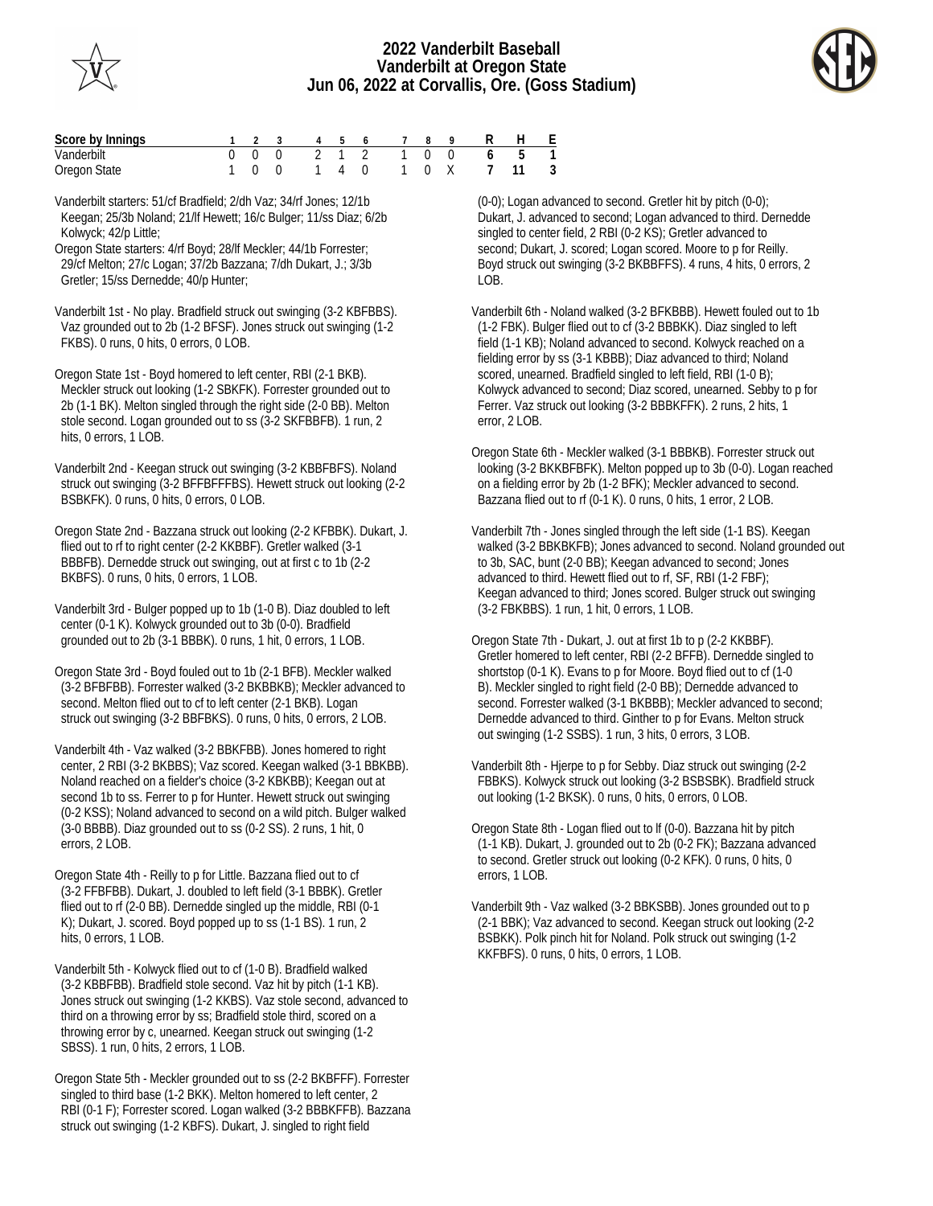# 2022 Vanderbilt Baseball
## Vanderbilt at Oregon State
### Jun 06, 2022 at Corvallis, Ore. (Goss Stadium)

| Score by Innings | 1 | 2 | 3 | 4 | 5 | 6 | 7 | 8 | 9 | R | H | E |
|---|---|---|---|---|---|---|---|---|---|---|---|---|
| Vanderbilt | 0 | 0 | 0 | 2 | 1 | 2 | 1 | 0 | 0 | 6 | 5 | 1 |
| Oregon State | 1 | 0 | 0 | 1 | 4 | 0 | 1 | 0 | X | 7 | 11 | 3 |

Vanderbilt starters: 51/cf Bradfield; 2/dh Vaz; 34/rf Jones; 12/1b Keegan; 25/3b Noland; 21/lf Hewett; 16/c Bulger; 11/ss Diaz; 6/2b Kolwyck; 42/p Little;

Oregon State starters: 4/rf Boyd; 28/lf Meckler; 44/1b Forrester; 29/cf Melton; 27/c Logan; 37/2b Bazzana; 7/dh Dukart, J.; 3/3b Gretler; 15/ss Dernedde; 40/p Hunter;

Vanderbilt 1st - No play. Bradfield struck out swinging (3-2 KBFBBS). Vaz grounded out to 2b (1-2 BFSF). Jones struck out swinging (1-2 FKBS). 0 runs, 0 hits, 0 errors, 0 LOB.

Oregon State 1st - Boyd homered to left center, RBI (2-1 BKB). Meckler struck out looking (1-2 SBKFK). Forrester grounded out to 2b (1-1 BK). Melton singled through the right side (2-0 BB). Melton stole second. Logan grounded out to ss (3-2 SKFBBFB). 1 run, 2 hits, 0 errors, 1 LOB.

Vanderbilt 2nd - Keegan struck out swinging (3-2 KBBFBFS). Noland struck out swinging (3-2 BFFBFFFBS). Hewett struck out looking (2-2 BSBKFK). 0 runs, 0 hits, 0 errors, 0 LOB.

Oregon State 2nd - Bazzana struck out looking (2-2 KFBBK). Dukart, J. flied out to rf to right center (2-2 KKBBF). Gretler walked (3-1 BBBFB). Dernedde struck out swinging, out at first c to 1b (2-2 BKBFS). 0 runs, 0 hits, 0 errors, 1 LOB.

Vanderbilt 3rd - Bulger popped up to 1b (1-0 B). Diaz doubled to left center (0-1 K). Kolwyck grounded out to 3b (0-0). Bradfield grounded out to 2b (3-1 BBBK). 0 runs, 1 hit, 0 errors, 1 LOB.

Oregon State 3rd - Boyd fouled out to 1b (2-1 BFB). Meckler walked (3-2 BFBFBB). Forrester walked (3-2 BKBBKB); Meckler advanced to second. Melton flied out to cf to left center (2-1 BKB). Logan struck out swinging (3-2 BBFBKS). 0 runs, 0 hits, 0 errors, 2 LOB.

Vanderbilt 4th - Vaz walked (3-2 BBKFBB). Jones homered to right center, 2 RBI (3-2 BKBBS); Vaz scored. Keegan walked (3-1 BBKBB). Noland reached on a fielder's choice (3-2 KBKBB); Keegan out at second 1b to ss. Ferrer to p for Hunter. Hewett struck out swinging (0-2 KSS); Noland advanced to second on a wild pitch. Bulger walked (3-0 BBBB). Diaz grounded out to ss (0-2 SS). 2 runs, 1 hit, 0 errors, 2 LOB.

Oregon State 4th - Reilly to p for Little. Bazzana flied out to cf (3-2 FFBFBB). Dukart, J. doubled to left field (3-1 BBBK). Gretler flied out to rf (2-0 BB). Dernedde singled up the middle, RBI (0-1 K); Dukart, J. scored. Boyd popped up to ss (1-1 BS). 1 run, 2 hits, 0 errors, 1 LOB.

Vanderbilt 5th - Kolwyck flied out to cf (1-0 B). Bradfield walked (3-2 KBBFBB). Bradfield stole second. Vaz hit by pitch (1-1 KB). Jones struck out swinging (1-2 KKBS). Vaz stole second, advanced to third on a throwing error by ss; Bradfield stole third, scored on a throwing error by c, unearned. Keegan struck out swinging (1-2 SBSS). 1 run, 0 hits, 2 errors, 1 LOB.

Oregon State 5th - Meckler grounded out to ss (2-2 BKBFFF). Forrester singled to third base (1-2 BKK). Melton homered to left center, 2 RBI (0-1 F); Forrester scored. Logan walked (3-2 BBBKFFB). Bazzana struck out swinging (1-2 KBFS). Dukart, J. singled to right field (0-0); Logan advanced to second. Gretler hit by pitch (0-0); Dukart, J. advanced to second; Logan advanced to third. Dernedde singled to center field, 2 RBI (0-2 KS); Gretler advanced to second; Dukart, J. scored; Logan scored. Moore to p for Reilly. Boyd struck out swinging (3-2 BKBBFFS). 4 runs, 4 hits, 0 errors, 2 LOB.

Vanderbilt 6th - Noland walked (3-2 BFKBBB). Hewett fouled out to 1b (1-2 FBK). Bulger flied out to cf (3-2 BBBKK). Diaz singled to left field (1-1 KB); Noland advanced to second. Kolwyck reached on a fielding error by ss (3-1 KBBB); Diaz advanced to third; Noland scored, unearned. Bradfield singled to left field, RBI (1-0 B); Kolwyck advanced to second; Diaz scored, unearned. Sebby to p for Ferrer. Vaz struck out looking (3-2 BBBKFFK). 2 runs, 2 hits, 1 error, 2 LOB.

Oregon State 6th - Meckler walked (3-1 BBBKB). Forrester struck out looking (3-2 BKKBFBFK). Melton popped up to 3b (0-0). Logan reached on a fielding error by 2b (1-2 BFK); Meckler advanced to second. Bazzana flied out to rf (0-1 K). 0 runs, 0 hits, 1 error, 2 LOB.

Vanderbilt 7th - Jones singled through the left side (1-1 BS). Keegan walked (3-2 BBKBKFB); Jones advanced to second. Noland grounded out to 3b, SAC, bunt (2-0 BB); Keegan advanced to second; Jones advanced to third. Hewett flied out to rf, SF, RBI (1-2 FBF); Keegan advanced to third; Jones scored. Bulger struck out swinging (3-2 FBKBBS). 1 run, 1 hit, 0 errors, 1 LOB.

Oregon State 7th - Dukart, J. out at first 1b to p (2-2 KKBBF). Gretler homered to left center, RBI (2-2 BFFB). Dernedde singled to shortstop (0-1 K). Evans to p for Moore. Boyd flied out to cf (1-0 B). Meckler singled to right field (2-0 BB); Dernedde advanced to second. Forrester walked (3-1 BKBBB); Meckler advanced to second; Dernedde advanced to third. Ginther to p for Evans. Melton struck out swinging (1-2 SSBS). 1 run, 3 hits, 0 errors, 3 LOB.

Vanderbilt 8th - Hjerpe to p for Sebby. Diaz struck out swinging (2-2 FBBKS). Kolwyck struck out looking (3-2 BSBSBK). Bradfield struck out looking (1-2 BKSK). 0 runs, 0 hits, 0 errors, 0 LOB.

Oregon State 8th - Logan flied out to lf (0-0). Bazzana hit by pitch (1-1 KB). Dukart, J. grounded out to 2b (0-2 FK); Bazzana advanced to second. Gretler struck out looking (0-2 KFK). 0 runs, 0 hits, 0 errors, 1 LOB.

Vanderbilt 9th - Vaz walked (3-2 BBKSBB). Jones grounded out to p (2-1 BBK); Vaz advanced to second. Keegan struck out looking (2-2 BSBKK). Polk pinch hit for Noland. Polk struck out swinging (1-2 KKFBFS). 0 runs, 0 hits, 0 errors, 1 LOB.